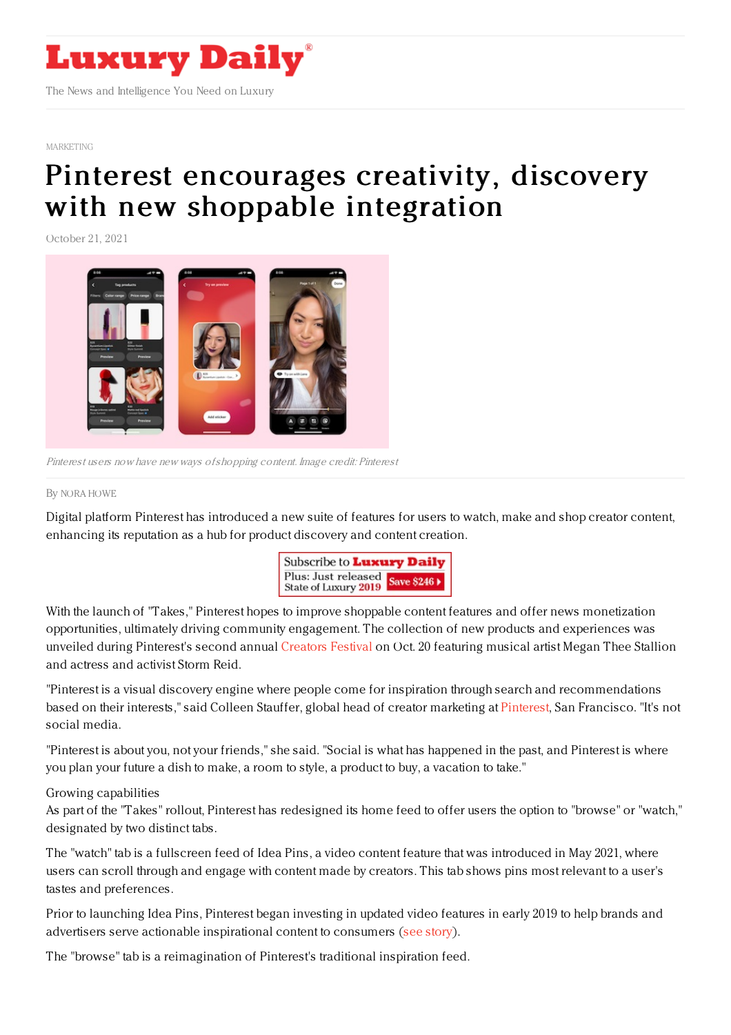MARKETING

# Pinterest encourages creativity, discovery with new shoppable integration

October 21, 2021

*Pinterest users now have new ways of shopping content. Image credit: Pinterest*

By NORA HOWE

Digital platform Pinterest has introduced a new suite of features for users to watch, make and shop creator content, enhancing its reputation as a hub for product discovery and content creation.

With the launch of "Takes," Pinterest hopes to improve shoppable content features and offer news monetization opportunities, ultimately driving community engagement. The collection of new products and experiences was unveiled during Pinterest's second annual Creators Festival on Oct. 20 featuring musical artist Megan Thee Stallion and actress and activist Storm Reid.

"Pinterest is a visual discovery engine where people come for inspiration through search and recommendations based on their interests," said Colleen Stauffer, global head of creator marketing at Pinterest, San Francisco. "It's not social media.

"Pinterest is about you, not your friends," she said. "Social is what has happened in the past, and Pinterest is where you plan your future a dish to make, a room to style, a product to buy, a vacation to take."

Growing capabilities

As part of the "Takes" rollout, Pinterest has redesigned its home feed to offer users the option to "browse" or "watch," designated by two distinct tabs.

The "watch" tab is a fullscreen feed of Idea Pins, a video content feature that was introduced in May 2021, where users can scroll through and engage with content made by creators. This tab shows pins most relevant to a user's tastes and preferences.

Prior to launching Idea Pins, Pinterest began investing in updated video features in early 2019 to help brands and advertisers serve actionable inspirational content to consumers (see story).

The "browse" tab is a reimagination of Pinterest's traditional inspiration feed.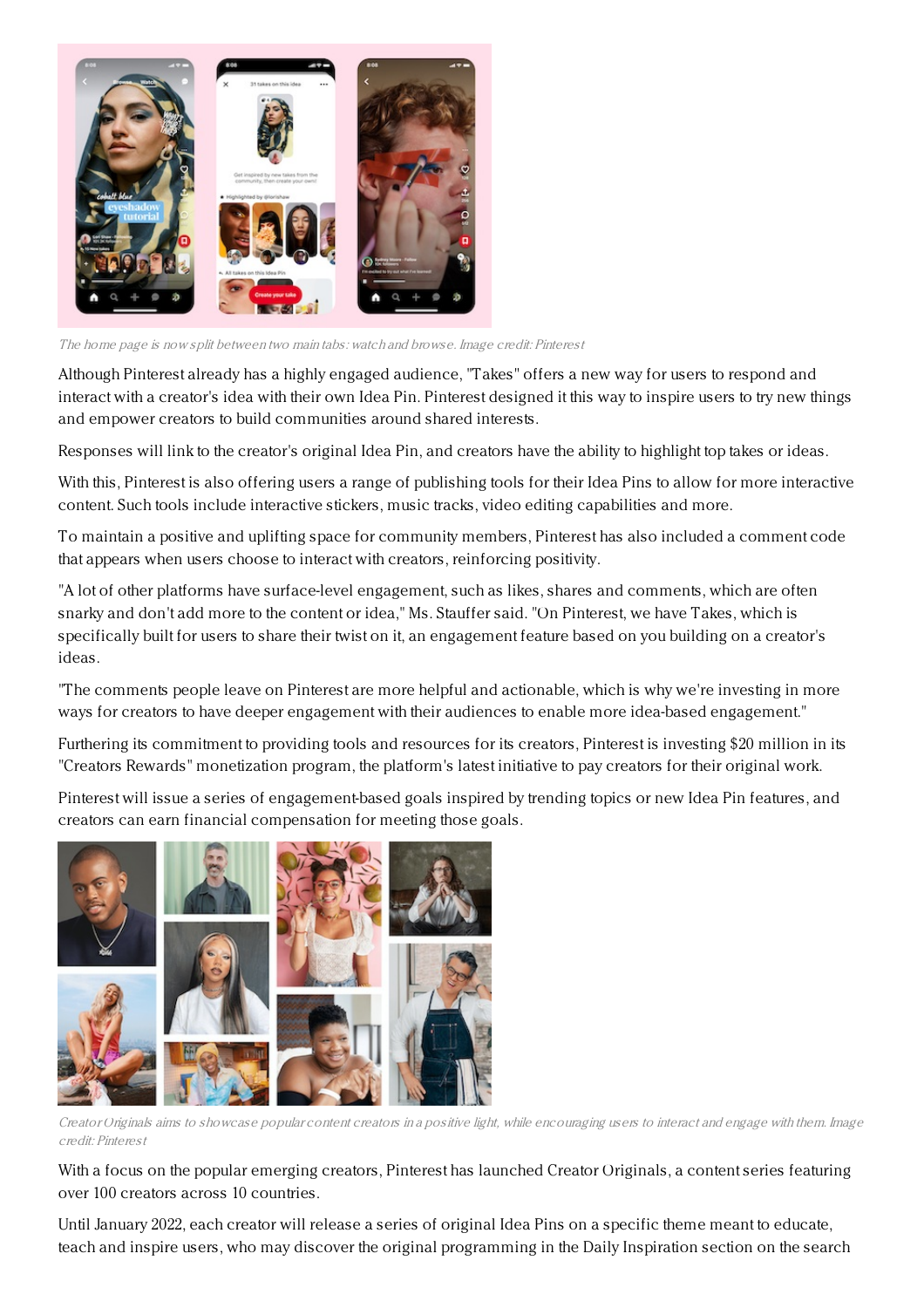*The home page is now split between two main tabs: watch and browse. Image credit: Pinterest*

Although Pinterest already has a highly engaged audience, "Takes" offers a new way for users to respond and interact with a creator's idea with their own Idea Pin. Pinterest designed it this way to inspire users to try new things and empower creators to build communities around shared interests.

Responses will link to the creator's original Idea Pin, and creators have the ability to highlight top takes or ideas.

With this, Pinterest is also offering users a range of publishing tools for their Idea Pins to allow for more interactive content. Such tools include interactive stickers, music tracks, video editing capabilities and more.

To maintain a positive and uplifting space for community members, Pinterest has also included a comment code that appears when users choose to interact with creators, reinforcing positivity.

"A lot of other platforms have surface-level engagement, such as likes, shares and comments, which are often snarky and don't add more to the content or idea," Ms. Stauffer said. "On Pinterest, we have Takes, which is specifically built for users to share their twist on it, an engagement feature based on you building on a creator's ideas.

"The comments people leave on Pinterest are more helpful and actionable, which is why we're investing in more ways for creators to have deeper engagement with their audiences to enable more idea-based engagement."

Furthering its commitment to providing tools and resources for its creators, Pinterest is investing $20 million in its "Creators Rewards" monetization program, the platform's latest initiative to pay creators for their original work.

Pinterest will issue a series of engagement-based goals inspired by trending topics or new Idea Pin features, and creators can earn financial compensation for meeting those goals.

*Creator Originals aims to showcase popular content creators in a positive light, while encouraging users to interact and engage with them. Image credit: Pinterest*

With a focus on the popular emerging creators, Pinterest has launched Creator Originals, a content series featuring over 100 creators across 10 countries.

Until January 2022, each creator will release a series of original Idea Pins on a specific theme meant to educate, teach and inspire users, who may discover the original programming in the Daily Inspiration section on the search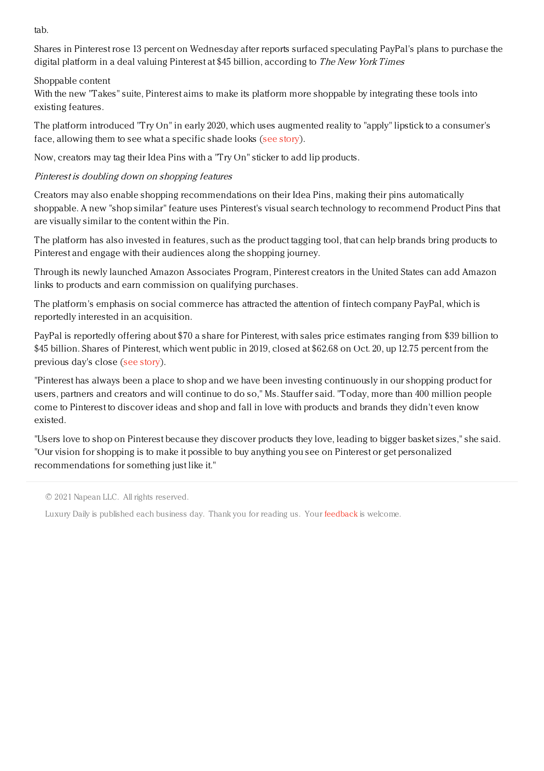tab.

Shares in Pinterest rose 13 percent on Wednesday after reports surfaced speculating PayPal's plans to purchase the digital platform in a deal valuing Pinterest at $45 billion, according to *The New York Times*

Shoppable content

With the new "Takes" suite, Pinterest aims to make its platform more shoppable by integrating these tools into existing features.

The platform introduced "Try On" in early 2020, which uses augmented reality to "apply" lipstick to a consumer's face, allowing them to see what a specific shade looks (see story).

Now, creators may tag their Idea Pins with a "Try On" sticker to add lip products.

*Pinterest is doubling down on shopping features*

Creators may also enable shopping recommendations on their Idea Pins, making their pins automatically shoppable. A new "shop similar" feature uses Pinterest's visual search technology to recommend Product Pins that are visually similar to the content within the Pin.

The platform has also invested in features, such as the product tagging tool, that can help brands bring products to Pinterest and engage with their audiences along the shopping journey.

Through its newly launched Amazon Associates Program, Pinterest creators in the United States can add Amazon links to products and earn commission on qualifying purchases.

The platform's emphasis on social commerce has attracted the attention of fintech company PayPal, which is reportedly interested in an acquisition.

PayPal is reportedly offering about $70 a share for Pinterest, with sales price estimates ranging from $39 billion to $45 billion. Shares of Pinterest, which went public in 2019, closed at $62.68 on Oct. 20, up 12.75 percent from the previous day's close (see story).

"Pinterest has always been a place to shop and we have been investing continuously in our shopping product for users, partners and creators and will continue to do so," Ms. Stauffer said. "Today, more than 400 million people come to Pinterest to discover ideas and shop and fall in love with products and brands they didn't even know existed.

"Users love to shop on Pinterest because they discover products they love, leading to bigger basket sizes," she said. "Our vision for shopping is to make it possible to buy anything you see on Pinterest or get personalized recommendations for something just like it."

© 2021 Napean LLC. All rights reserved.

Luxury Daily is published each business day. Thank you for reading us. Your feedback is welcome.